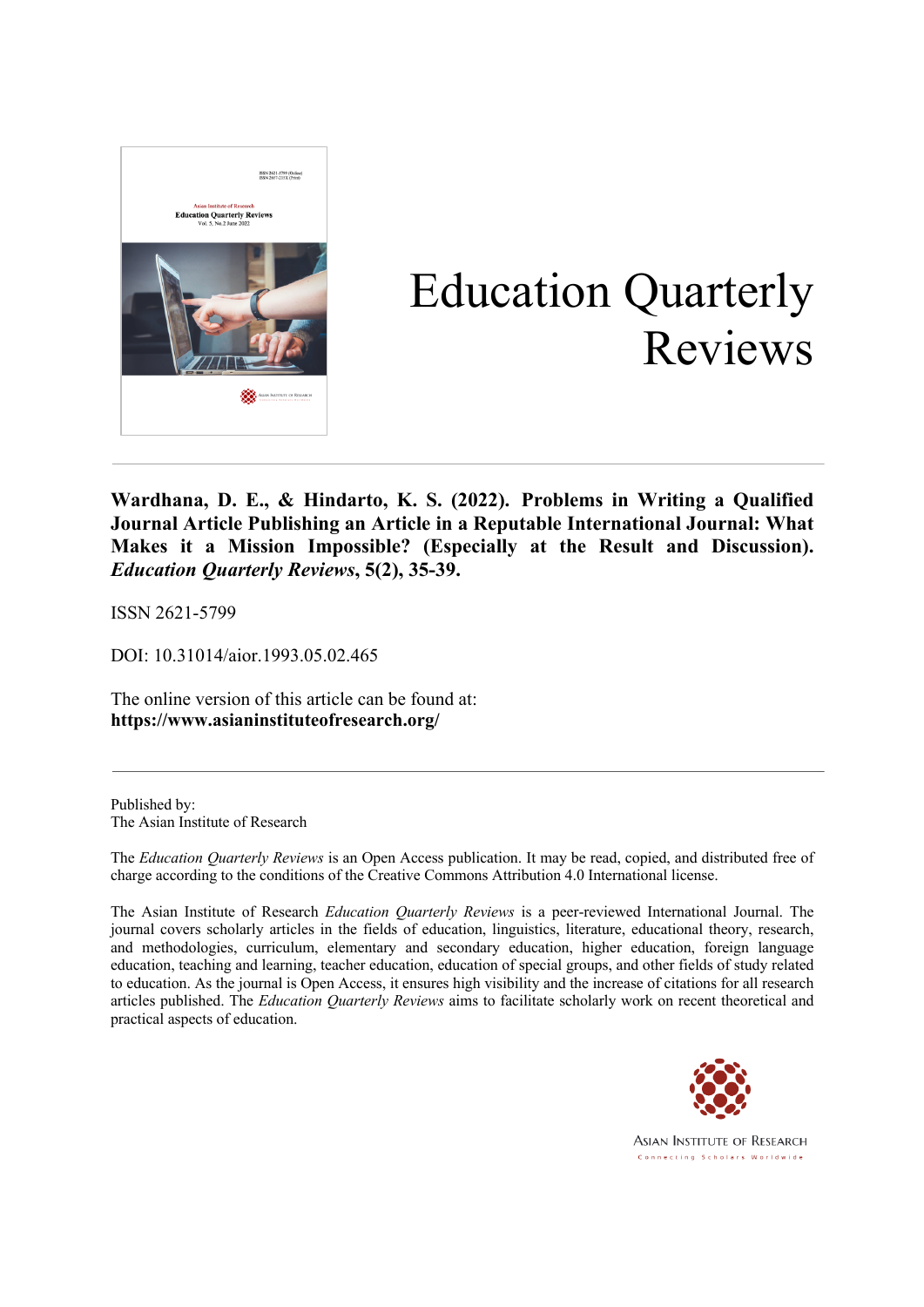# Education Quarterly Reviews

**Wardhana, D. E., & Hindarto, K. S. (2022). Problems in Writing a Qualified Journal Article Publishing an Article in a Reputable International Journal: What Makes it a Mission Impossible? (Especially at the Result and Discussion).** ***Education Quarterly Reviews*****, 5(2), 35-39.**

ISSN 2621-5799

DOI: 10.31014/aior.1993.05.02.465

The online version of this article can be found at:
**https://www.asianinstituteofresearch.org/**

---

Published by:
The Asian Institute of Research

The *Education Quarterly Reviews* is an Open Access publication. It may be read, copied, and distributed free of charge according to the conditions of the Creative Commons Attribution 4.0 International license.

The Asian Institute of Research *Education Quarterly Reviews* is a peer-reviewed International Journal. The journal covers scholarly articles in the fields of education, linguistics, literature, educational theory, research, and methodologies, curriculum, elementary and secondary education, higher education, foreign language education, teaching and learning, teacher education, education of special groups, and other fields of study related to education. As the journal is Open Access, it ensures high visibility and the increase of citations for all research articles published. The *Education Quarterly Reviews* aims to facilitate scholarly work on recent theoretical and practical aspects of education.

ASIAN INSTITUTE OF RESEARCH
Connecting Scholars Worldwide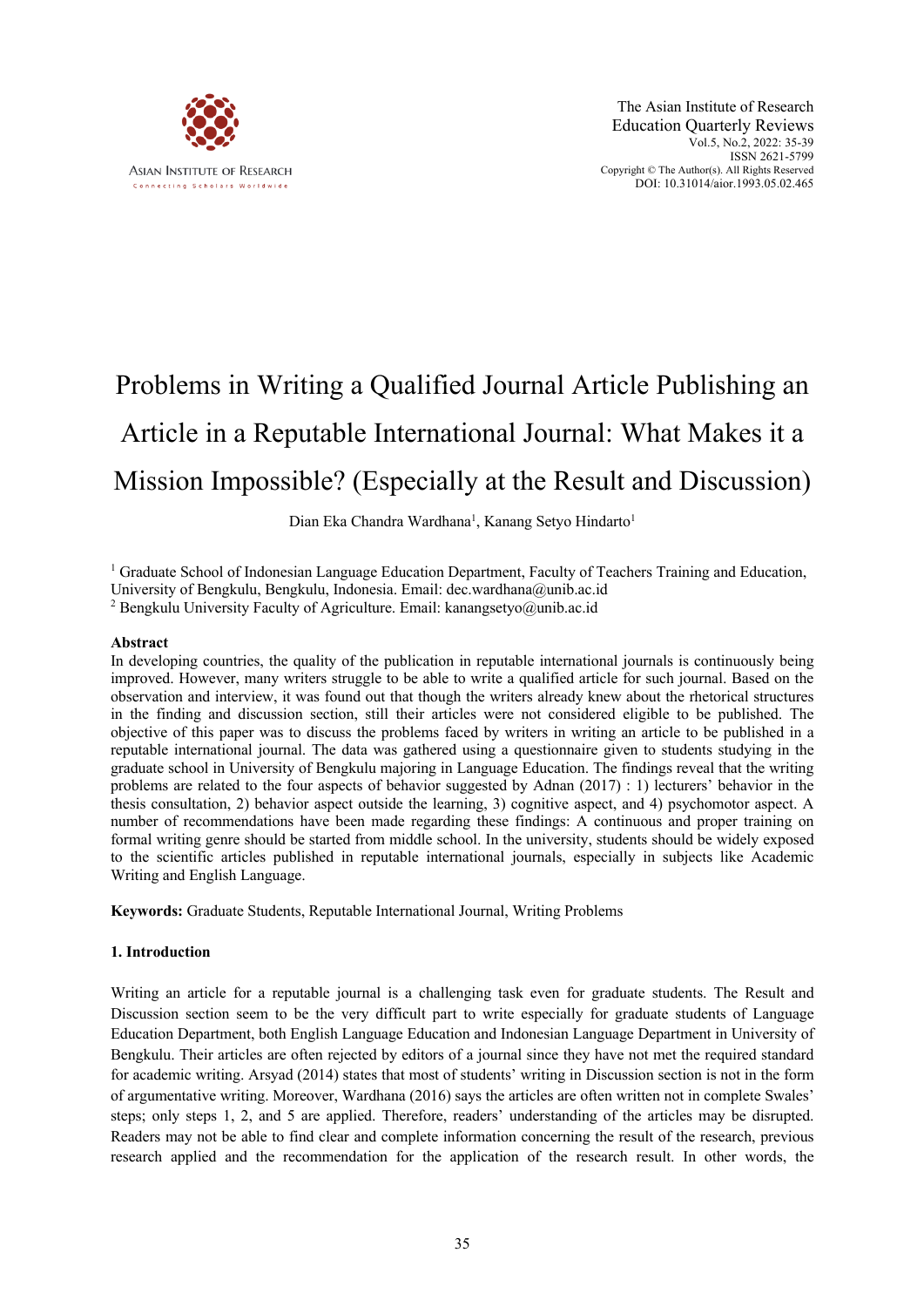# Problems in Writing a Qualified Journal Article Publishing an Article in a Reputable International Journal: What Makes it a Mission Impossible? (Especially at the Result and Discussion)

Dian Eka Chandra Wardhana[1], Kanang Setyo Hindarto[1]

[1] Graduate School of Indonesian Language Education Department, Faculty of Teachers Training and Education, University of Bengkulu, Bengkulu, Indonesia. Email: dec.wardhana@unib.ac.id

[2] Bengkulu University Faculty of Agriculture. Email: kanangsetyo@unib.ac.id

## Abstract

In developing countries, the quality of the publication in reputable international journals is continuously being improved. However, many writers struggle to be able to write a qualified article for such journal. Based on the observation and interview, it was found out that though the writers already knew about the rhetorical structures in the finding and discussion section, still their articles were not considered eligible to be published. The objective of this paper was to discuss the problems faced by writers in writing an article to be published in a reputable international journal. The data was gathered using a questionnaire given to students studying in the graduate school in University of Bengkulu majoring in Language Education. The findings reveal that the writing problems are related to the four aspects of behavior suggested by Adnan (2017) : 1) lecturers' behavior in the thesis consultation, 2) behavior aspect outside the learning, 3) cognitive aspect, and 4) psychomotor aspect. A number of recommendations have been made regarding these findings: A continuous and proper training on formal writing genre should be started from middle school. In the university, students should be widely exposed to the scientific articles published in reputable international journals, especially in subjects like Academic Writing and English Language.

**Keywords:** Graduate Students, Reputable International Journal, Writing Problems

## 1. Introduction

Writing an article for a reputable journal is a challenging task even for graduate students. The Result and Discussion section seem to be the very difficult part to write especially for graduate students of Language Education Department, both English Language Education and Indonesian Language Department in University of Bengkulu. Their articles are often rejected by editors of a journal since they have not met the required standard for academic writing. Arsyad (2014) states that most of students' writing in Discussion section is not in the form of argumentative writing. Moreover, Wardhana (2016) says the articles are often written not in complete Swales' steps; only steps 1, 2, and 5 are applied. Therefore, readers' understanding of the articles may be disrupted. Readers may not be able to find clear and complete information concerning the result of the research, previous research applied and the recommendation for the application of the research result. In other words, the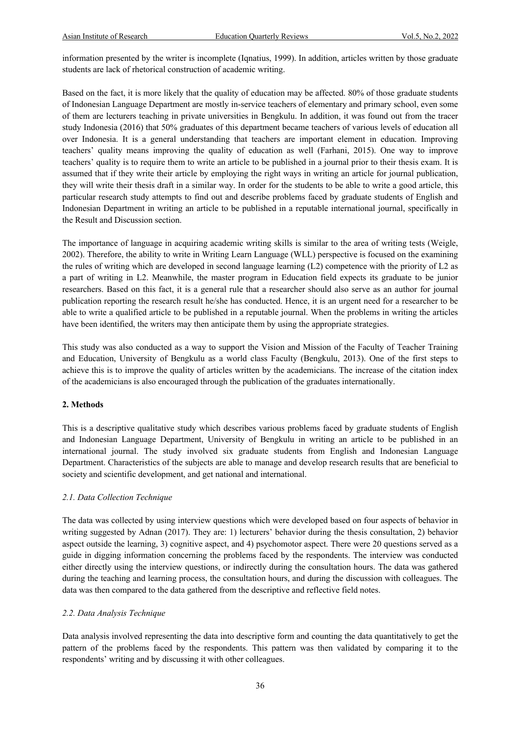information presented by the writer is incomplete (Iqnatius, 1999). In addition, articles written by those graduate students are lack of rhetorical construction of academic writing.

Based on the fact, it is more likely that the quality of education may be affected. 80% of those graduate students of Indonesian Language Department are mostly in-service teachers of elementary and primary school, even some of them are lecturers teaching in private universities in Bengkulu. In addition, it was found out from the tracer study Indonesia (2016) that 50% graduates of this department became teachers of various levels of education all over Indonesia. It is a general understanding that teachers are important element in education. Improving teachers' quality means improving the quality of education as well (Farhani, 2015). One way to improve teachers' quality is to require them to write an article to be published in a journal prior to their thesis exam. It is assumed that if they write their article by employing the right ways in writing an article for journal publication, they will write their thesis draft in a similar way. In order for the students to be able to write a good article, this particular research study attempts to find out and describe problems faced by graduate students of English and Indonesian Department in writing an article to be published in a reputable international journal, specifically in the Result and Discussion section.

The importance of language in acquiring academic writing skills is similar to the area of writing tests (Weigle, 2002). Therefore, the ability to write in Writing Learn Language (WLL) perspective is focused on the examining the rules of writing which are developed in second language learning (L2) competence with the priority of L2 as a part of writing in L2. Meanwhile, the master program in Education field expects its graduate to be junior researchers. Based on this fact, it is a general rule that a researcher should also serve as an author for journal publication reporting the research result he/she has conducted. Hence, it is an urgent need for a researcher to be able to write a qualified article to be published in a reputable journal. When the problems in writing the articles have been identified, the writers may then anticipate them by using the appropriate strategies.

This study was also conducted as a way to support the Vision and Mission of the Faculty of Teacher Training and Education, University of Bengkulu as a world class Faculty (Bengkulu, 2013). One of the first steps to achieve this is to improve the quality of articles written by the academicians. The increase of the citation index of the academicians is also encouraged through the publication of the graduates internationally.

## 2. Methods

This is a descriptive qualitative study which describes various problems faced by graduate students of English and Indonesian Language Department, University of Bengkulu in writing an article to be published in an international journal. The study involved six graduate students from English and Indonesian Language Department. Characteristics of the subjects are able to manage and develop research results that are beneficial to society and scientific development, and get national and international.

### *2.1. Data Collection Technique*

The data was collected by using interview questions which were developed based on four aspects of behavior in writing suggested by Adnan (2017). They are: 1) lecturers' behavior during the thesis consultation, 2) behavior aspect outside the learning, 3) cognitive aspect, and 4) psychomotor aspect. There were 20 questions served as a guide in digging information concerning the problems faced by the respondents. The interview was conducted either directly using the interview questions, or indirectly during the consultation hours. The data was gathered during the teaching and learning process, the consultation hours, and during the discussion with colleagues. The data was then compared to the data gathered from the descriptive and reflective field notes.

### *2.2. Data Analysis Technique*

Data analysis involved representing the data into descriptive form and counting the data quantitatively to get the pattern of the problems faced by the respondents. This pattern was then validated by comparing it to the respondents' writing and by discussing it with other colleagues.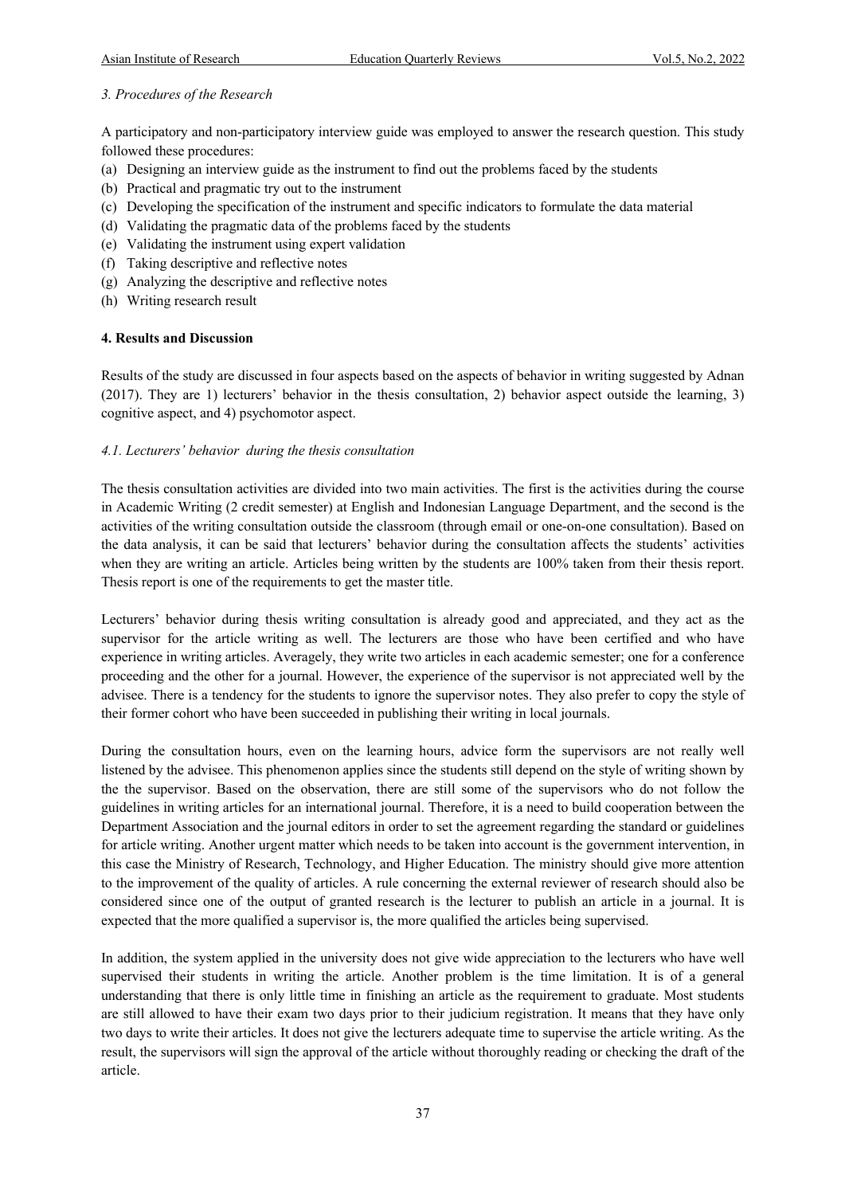*3. Procedures of the Research*

A participatory and non-participatory interview guide was employed to answer the research question. This study followed these procedures:

(a) Designing an interview guide as the instrument to find out the problems faced by the students
(b) Practical and pragmatic try out to the instrument
(c) Developing the specification of the instrument and specific indicators to formulate the data material
(d) Validating the pragmatic data of the problems faced by the students
(e) Validating the instrument using expert validation
(f) Taking descriptive and reflective notes
(g) Analyzing the descriptive and reflective notes
(h) Writing research result

**4. Results and Discussion**

Results of the study are discussed in four aspects based on the aspects of behavior in writing suggested by Adnan (2017). They are 1) lecturers' behavior in the thesis consultation, 2) behavior aspect outside the learning, 3) cognitive aspect, and 4) psychomotor aspect.

*4.1. Lecturers' behavior during the thesis consultation*

The thesis consultation activities are divided into two main activities. The first is the activities during the course in Academic Writing (2 credit semester) at English and Indonesian Language Department, and the second is the activities of the writing consultation outside the classroom (through email or one-on-one consultation). Based on the data analysis, it can be said that lecturers' behavior during the consultation affects the students' activities when they are writing an article. Articles being written by the students are 100% taken from their thesis report. Thesis report is one of the requirements to get the master title.

Lecturers' behavior during thesis writing consultation is already good and appreciated, and they act as the supervisor for the article writing as well. The lecturers are those who have been certified and who have experience in writing articles. Averagely, they write two articles in each academic semester; one for a conference proceeding and the other for a journal. However, the experience of the supervisor is not appreciated well by the advisee. There is a tendency for the students to ignore the supervisor notes. They also prefer to copy the style of their former cohort who have been succeeded in publishing their writing in local journals.

During the consultation hours, even on the learning hours, advice form the supervisors are not really well listened by the advisee. This phenomenon applies since the students still depend on the style of writing shown by the the supervisor. Based on the observation, there are still some of the supervisors who do not follow the guidelines in writing articles for an international journal. Therefore, it is a need to build cooperation between the Department Association and the journal editors in order to set the agreement regarding the standard or guidelines for article writing. Another urgent matter which needs to be taken into account is the government intervention, in this case the Ministry of Research, Technology, and Higher Education. The ministry should give more attention to the improvement of the quality of articles. A rule concerning the external reviewer of research should also be considered since one of the output of granted research is the lecturer to publish an article in a journal. It is expected that the more qualified a supervisor is, the more qualified the articles being supervised.

In addition, the system applied in the university does not give wide appreciation to the lecturers who have well supervised their students in writing the article. Another problem is the time limitation. It is of a general understanding that there is only little time in finishing an article as the requirement to graduate. Most students are still allowed to have their exam two days prior to their judicium registration. It means that they have only two days to write their articles. It does not give the lecturers adequate time to supervise the article writing. As the result, the supervisors will sign the approval of the article without thoroughly reading or checking the draft of the article.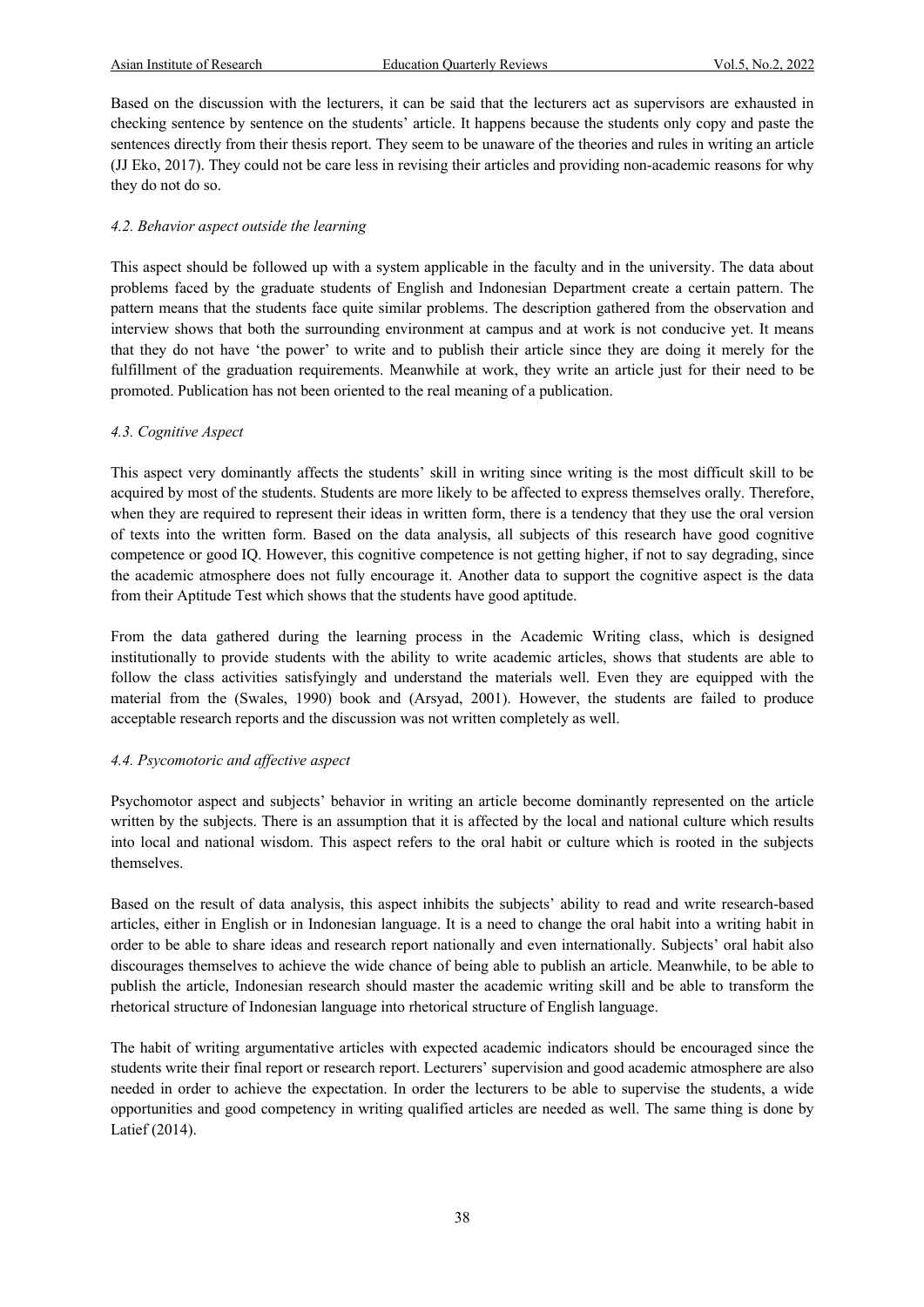Based on the discussion with the lecturers, it can be said that the lecturers act as supervisors are exhausted in checking sentence by sentence on the students' article. It happens because the students only copy and paste the sentences directly from their thesis report. They seem to be unaware of the theories and rules in writing an article (JJ Eko, 2017). They could not be care less in revising their articles and providing non-academic reasons for why they do not do so.

### *4.2. Behavior aspect outside the learning*

This aspect should be followed up with a system applicable in the faculty and in the university. The data about problems faced by the graduate students of English and Indonesian Department create a certain pattern. The pattern means that the students face quite similar problems. The description gathered from the observation and interview shows that both the surrounding environment at campus and at work is not conducive yet. It means that they do not have 'the power' to write and to publish their article since they are doing it merely for the fulfillment of the graduation requirements. Meanwhile at work, they write an article just for their need to be promoted. Publication has not been oriented to the real meaning of a publication.

### *4.3. Cognitive Aspect*

This aspect very dominantly affects the students' skill in writing since writing is the most difficult skill to be acquired by most of the students. Students are more likely to be affected to express themselves orally. Therefore, when they are required to represent their ideas in written form, there is a tendency that they use the oral version of texts into the written form. Based on the data analysis, all subjects of this research have good cognitive competence or good IQ. However, this cognitive competence is not getting higher, if not to say degrading, since the academic atmosphere does not fully encourage it. Another data to support the cognitive aspect is the data from their Aptitude Test which shows that the students have good aptitude.

From the data gathered during the learning process in the Academic Writing class, which is designed institutionally to provide students with the ability to write academic articles, shows that students are able to follow the class activities satisfyingly and understand the materials well. Even they are equipped with the material from the (Swales, 1990) book and (Arsyad, 2001). However, the students are failed to produce acceptable research reports and the discussion was not written completely as well.

### *4.4. Psycomotoric and affective aspect*

Psychomotor aspect and subjects' behavior in writing an article become dominantly represented on the article written by the subjects. There is an assumption that it is affected by the local and national culture which results into local and national wisdom. This aspect refers to the oral habit or culture which is rooted in the subjects themselves.

Based on the result of data analysis, this aspect inhibits the subjects' ability to read and write research-based articles, either in English or in Indonesian language. It is a need to change the oral habit into a writing habit in order to be able to share ideas and research report nationally and even internationally. Subjects' oral habit also discourages themselves to achieve the wide chance of being able to publish an article. Meanwhile, to be able to publish the article, Indonesian research should master the academic writing skill and be able to transform the rhetorical structure of Indonesian language into rhetorical structure of English language.

The habit of writing argumentative articles with expected academic indicators should be encouraged since the students write their final report or research report. Lecturers' supervision and good academic atmosphere are also needed in order to achieve the expectation. In order the lecturers to be able to supervise the students, a wide opportunities and good competency in writing qualified articles are needed as well. The same thing is done by Latief (2014).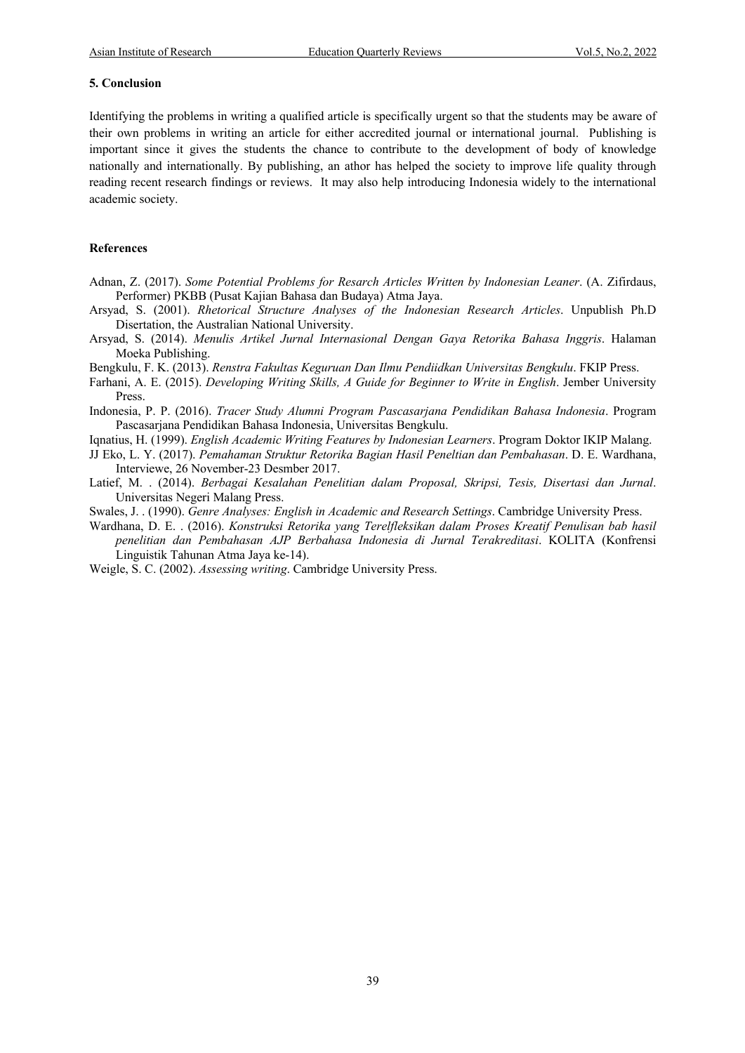## 5. Conclusion

Identifying the problems in writing a qualified article is specifically urgent so that the students may be aware of their own problems in writing an article for either accredited journal or international journal. Publishing is important since it gives the students the chance to contribute to the development of body of knowledge nationally and internationally. By publishing, an athor has helped the society to improve life quality through reading recent research findings or reviews. It may also help introducing Indonesia widely to the international academic society.

## References

Adnan, Z. (2017). *Some Potential Problems for Resarch Articles Written by Indonesian Leaner*. (A. Zifirdaus, Performer) PKBB (Pusat Kajian Bahasa dan Budaya) Atma Jaya.

Arsyad, S. (2001). *Rhetorical Structure Analyses of the Indonesian Research Articles*. Unpublish Ph.D Disertation, the Australian National University.

Arsyad, S. (2014). *Menulis Artikel Jurnal Internasional Dengan Gaya Retorika Bahasa Inggris*. Halaman Moeka Publishing.

Bengkulu, F. K. (2013). *Renstra Fakultas Keguruan Dan Ilmu Pendiidkan Universitas Bengkulu*. FKIP Press.

Farhani, A. E. (2015). *Developing Writing Skills, A Guide for Beginner to Write in English*. Jember University Press.

Indonesia, P. P. (2016). *Tracer Study Alumni Program Pascasarjana Pendidikan Bahasa Indonesia*. Program Pascasarjana Pendidikan Bahasa Indonesia, Universitas Bengkulu.

Iqnatius, H. (1999). *English Academic Writing Features by Indonesian Learners*. Program Doktor IKIP Malang.

JJ Eko, L. Y. (2017). *Pemahaman Struktur Retorika Bagian Hasil Peneltian dan Pembahasan*. D. E. Wardhana, Interviewe, 26 November-23 Desmber 2017.

Latief, M. . (2014). *Berbagai Kesalahan Penelitian dalam Proposal, Skripsi, Tesis, Disertasi dan Jurnal*. Universitas Negeri Malang Press.

Swales, J. . (1990). *Genre Analyses: English in Academic and Research Settings*. Cambridge University Press.

Wardhana, D. E. . (2016). *Konstruksi Retorika yang Terelfleksikan dalam Proses Kreatif Penulisan bab hasil penelitian dan Pembahasan AJP Berbahasa Indonesia di Jurnal Terakreditasi*. KOLITA (Konfrensi Linguistik Tahunan Atma Jaya ke-14).

Weigle, S. C. (2002). *Assessing writing*. Cambridge University Press.